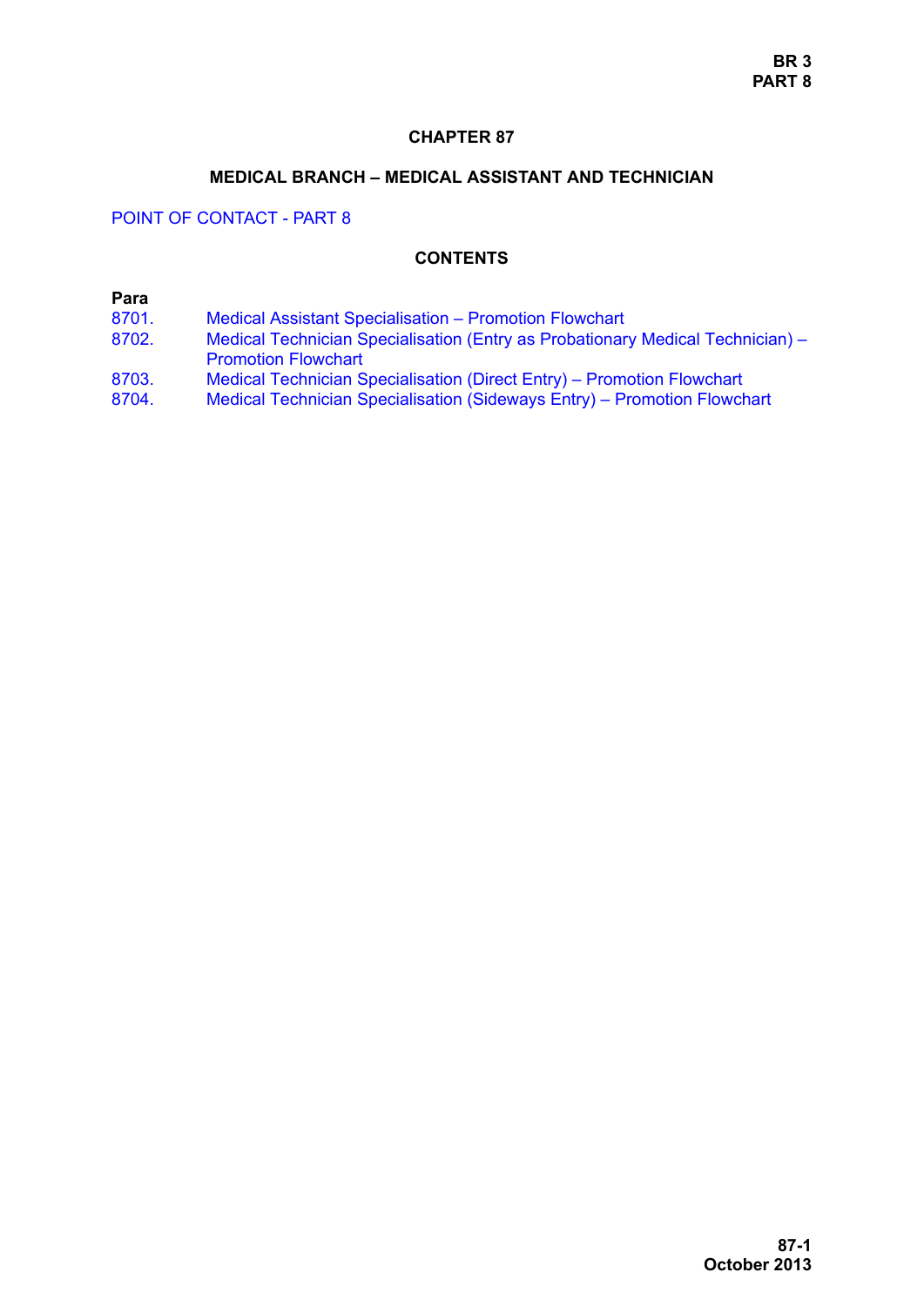# CHAPTER 87

## MEDICAL BRANCH – MEDICAL ASSISTANT AND TECHNICIAN

POINT OF CONTACT - PART 8

### CONTENTS

| Para | |
|---|---|
| 8701. | Medical Assistant Specialisation – Promotion Flowchart |
| 8702. | Medical Technician Specialisation (Entry as Probationary Medical Technician) – Promotion Flowchart |
| 8703. | Medical Technician Specialisation (Direct Entry) – Promotion Flowchart |
| 8704. | Medical Technician Specialisation (Sideways Entry) – Promotion Flowchart |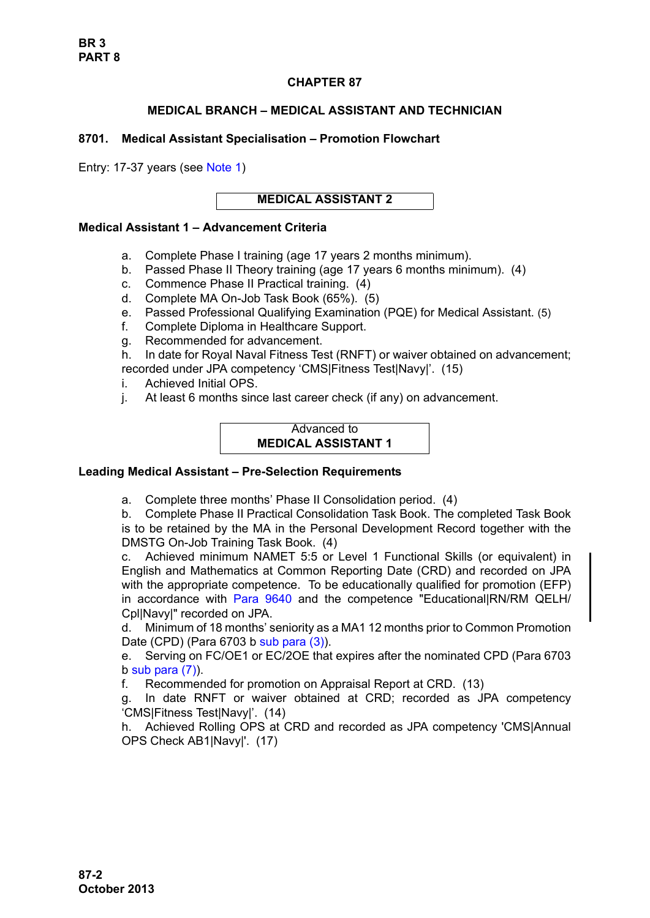## CHAPTER 87

## MEDICAL BRANCH – MEDICAL ASSISTANT AND TECHNICIAN

### 8701. Medical Assistant Specialisation – Promotion Flowchart

Entry: 17-37 years (see Note 1)

**MEDICAL ASSISTANT 2**

**Medical Assistant 1 – Advancement Criteria**

a. Complete Phase I training (age 17 years 2 months minimum).
b. Passed Phase II Theory training (age 17 years 6 months minimum). (4)
c. Commence Phase II Practical training. (4)
d. Complete MA On-Job Task Book (65%). (5)
e. Passed Professional Qualifying Examination (PQE) for Medical Assistant. (5)
f. Complete Diploma in Healthcare Support.
g. Recommended for advancement.
h. In date for Royal Naval Fitness Test (RNFT) or waiver obtained on advancement; recorded under JPA competency 'CMS|Fitness Test|Navy|'. (15)
i. Achieved Initial OPS.
j. At least 6 months since last career check (if any) on advancement.

Advanced to
**MEDICAL ASSISTANT 1**

**Leading Medical Assistant – Pre-Selection Requirements**

a. Complete three months' Phase II Consolidation period. (4)
b. Complete Phase II Practical Consolidation Task Book. The completed Task Book is to be retained by the MA in the Personal Development Record together with the DMSTG On-Job Training Task Book. (4)
c. Achieved minimum NAMET 5:5 or Level 1 Functional Skills (or equivalent) in English and Mathematics at Common Reporting Date (CRD) and recorded on JPA with the appropriate competence. To be educationally qualified for promotion (EFP) in accordance with Para 9640 and the competence "Educational|RN/RM QELH/Cpl|Navy|" recorded on JPA.
d. Minimum of 18 months' seniority as a MA1 12 months prior to Common Promotion Date (CPD) (Para 6703 b sub para (3)).
e. Serving on FC/OE1 or EC/2OE that expires after the nominated CPD (Para 6703 b sub para (7)).
f. Recommended for promotion on Appraisal Report at CRD. (13)
g. In date RNFT or waiver obtained at CRD; recorded as JPA competency 'CMS|Fitness Test|Navy|'. (14)
h. Achieved Rolling OPS at CRD and recorded as JPA competency 'CMS|Annual OPS Check AB1|Navy|'. (17)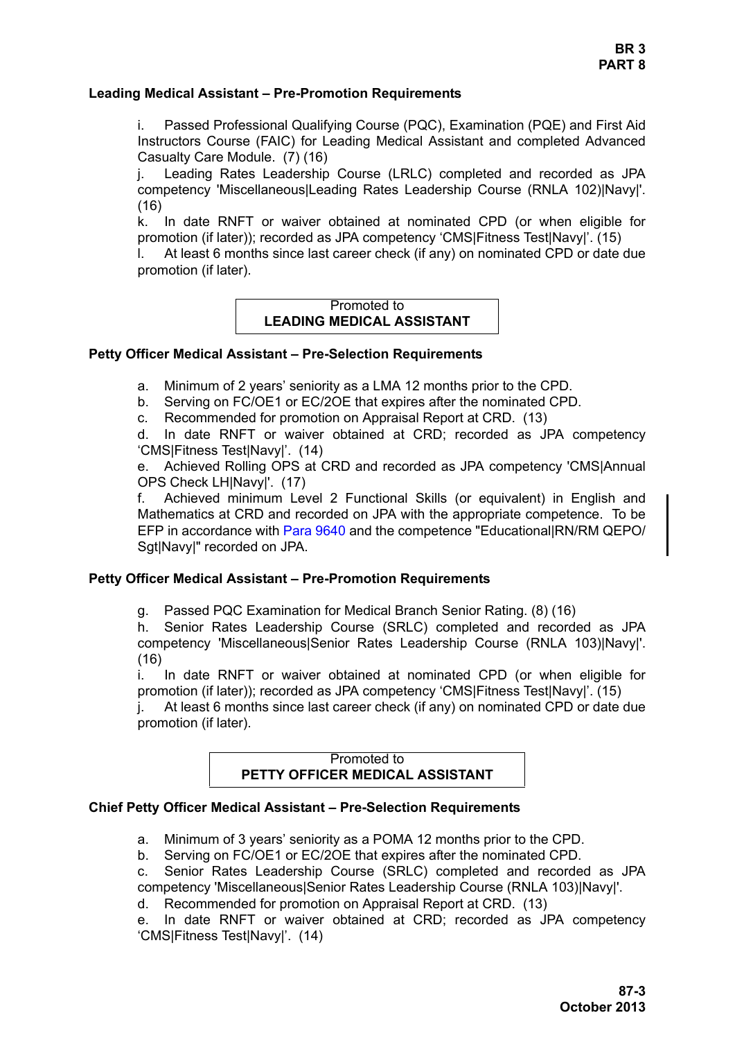**Leading Medical Assistant – Pre-Promotion Requirements**

i. Passed Professional Qualifying Course (PQC), Examination (PQE) and First Aid Instructors Course (FAIC) for Leading Medical Assistant and completed Advanced Casualty Care Module. (7) (16)

j. Leading Rates Leadership Course (LRLC) completed and recorded as JPA competency 'Miscellaneous|Leading Rates Leadership Course (RNLA 102)|Navy|'. (16)

k. In date RNFT or waiver obtained at nominated CPD (or when eligible for promotion (if later)); recorded as JPA competency 'CMS|Fitness Test|Navy|'. (15)

l. At least 6 months since last career check (if any) on nominated CPD or date due promotion (if later).

Promoted to
**LEADING MEDICAL ASSISTANT**

**Petty Officer Medical Assistant – Pre-Selection Requirements**

a. Minimum of 2 years' seniority as a LMA 12 months prior to the CPD.

b. Serving on FC/OE1 or EC/2OE that expires after the nominated CPD.

c. Recommended for promotion on Appraisal Report at CRD. (13)

d. In date RNFT or waiver obtained at CRD; recorded as JPA competency 'CMS|Fitness Test|Navy|'. (14)

e. Achieved Rolling OPS at CRD and recorded as JPA competency 'CMS|Annual OPS Check LH|Navy|'. (17)

f. Achieved minimum Level 2 Functional Skills (or equivalent) in English and Mathematics at CRD and recorded on JPA with the appropriate competence. To be EFP in accordance with Para 9640 and the competence "Educational|RN/RM QEPO/Sgt|Navy|" recorded on JPA.

**Petty Officer Medical Assistant – Pre-Promotion Requirements**

g. Passed PQC Examination for Medical Branch Senior Rating. (8) (16)

h. Senior Rates Leadership Course (SRLC) completed and recorded as JPA competency 'Miscellaneous|Senior Rates Leadership Course (RNLA 103)|Navy|'. (16)

i. In date RNFT or waiver obtained at nominated CPD (or when eligible for promotion (if later)); recorded as JPA competency 'CMS|Fitness Test|Navy|'. (15)

j. At least 6 months since last career check (if any) on nominated CPD or date due promotion (if later).

Promoted to
**PETTY OFFICER MEDICAL ASSISTANT**

**Chief Petty Officer Medical Assistant – Pre-Selection Requirements**

a. Minimum of 3 years' seniority as a POMA 12 months prior to the CPD.

b. Serving on FC/OE1 or EC/2OE that expires after the nominated CPD.

c. Senior Rates Leadership Course (SRLC) completed and recorded as JPA competency 'Miscellaneous|Senior Rates Leadership Course (RNLA 103)|Navy|'.

d. Recommended for promotion on Appraisal Report at CRD. (13)

e. In date RNFT or waiver obtained at CRD; recorded as JPA competency 'CMS|Fitness Test|Navy|'. (14)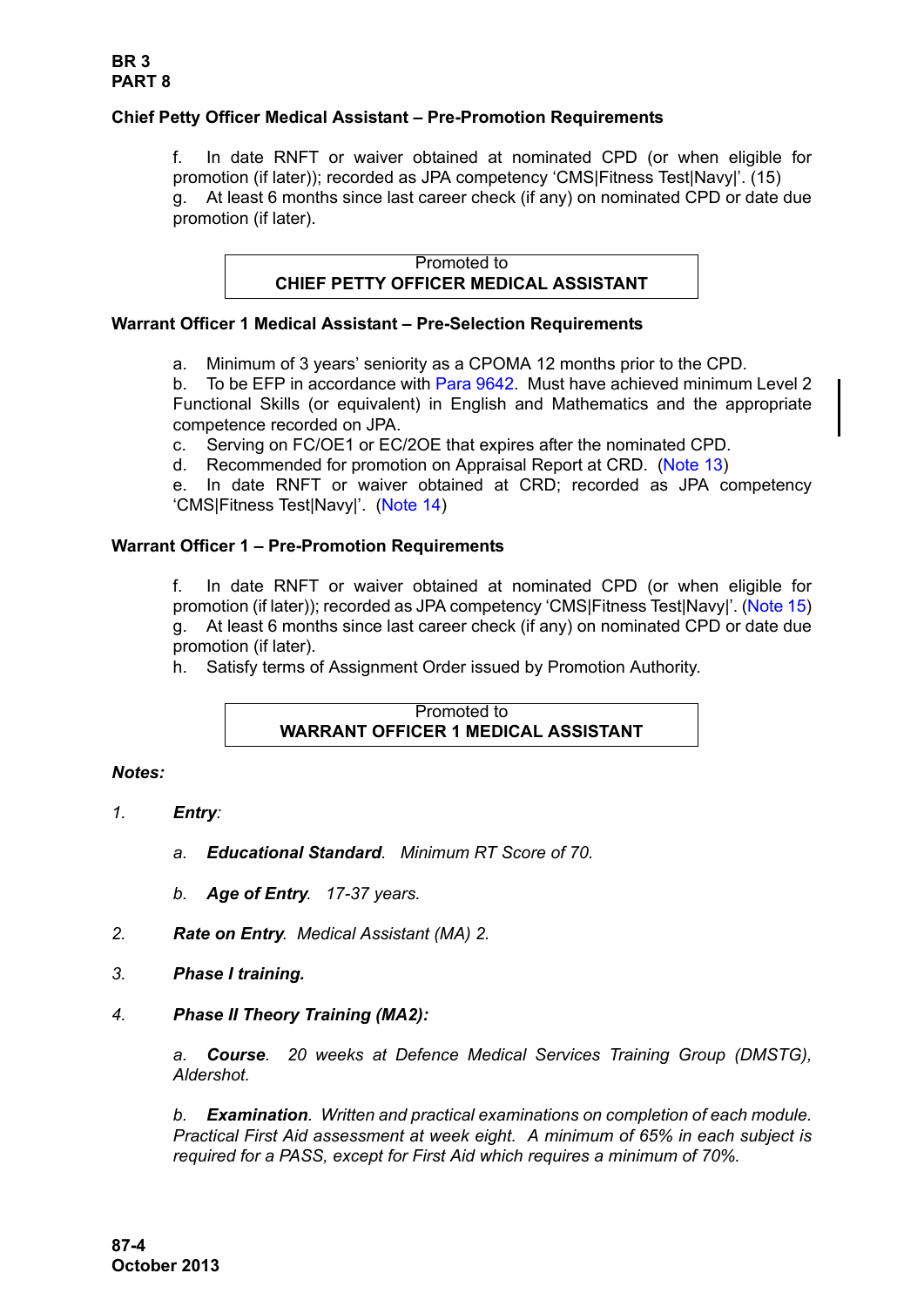**Chief Petty Officer Medical Assistant – Pre-Promotion Requirements**

f. In date RNFT or waiver obtained at nominated CPD (or when eligible for promotion (if later)); recorded as JPA competency 'CMS|Fitness Test|Navy|'. (15)
g. At least 6 months since last career check (if any) on nominated CPD or date due promotion (if later).

| Promoted to<br>**CHIEF PETTY OFFICER MEDICAL ASSISTANT** |
|---|

**Warrant Officer 1 Medical Assistant – Pre-Selection Requirements**

a. Minimum of 3 years' seniority as a CPOMA 12 months prior to the CPD.
b. To be EFP in accordance with Para 9642. Must have achieved minimum Level 2 Functional Skills (or equivalent) in English and Mathematics and the appropriate competence recorded on JPA.
c. Serving on FC/OE1 or EC/2OE that expires after the nominated CPD.
d. Recommended for promotion on Appraisal Report at CRD. (Note 13)
e. In date RNFT or waiver obtained at CRD; recorded as JPA competency 'CMS|Fitness Test|Navy|'. (Note 14)

**Warrant Officer 1 – Pre-Promotion Requirements**

f. In date RNFT or waiver obtained at nominated CPD (or when eligible for promotion (if later)); recorded as JPA competency 'CMS|Fitness Test|Navy|'. (Note 15)
g. At least 6 months since last career check (if any) on nominated CPD or date due promotion (if later).
h. Satisfy terms of Assignment Order issued by Promotion Authority.

| Promoted to<br>**WARRANT OFFICER 1 MEDICAL ASSISTANT** |
|---|

***Notes:***

1. ***Entry**:*

   a. ***Educational Standard**. Minimum RT Score of 70.*

   b. ***Age of Entry**. 17-37 years.*

2. ***Rate on Entry**. Medical Assistant (MA) 2.*

3. ***Phase I training.***

4. ***Phase II Theory Training (MA2):***

   a. ***Course**. 20 weeks at Defence Medical Services Training Group (DMSTG), Aldershot.*

   b. ***Examination**. Written and practical examinations on completion of each module. Practical First Aid assessment at week eight. A minimum of 65% in each subject is required for a PASS, except for First Aid which requires a minimum of 70%.*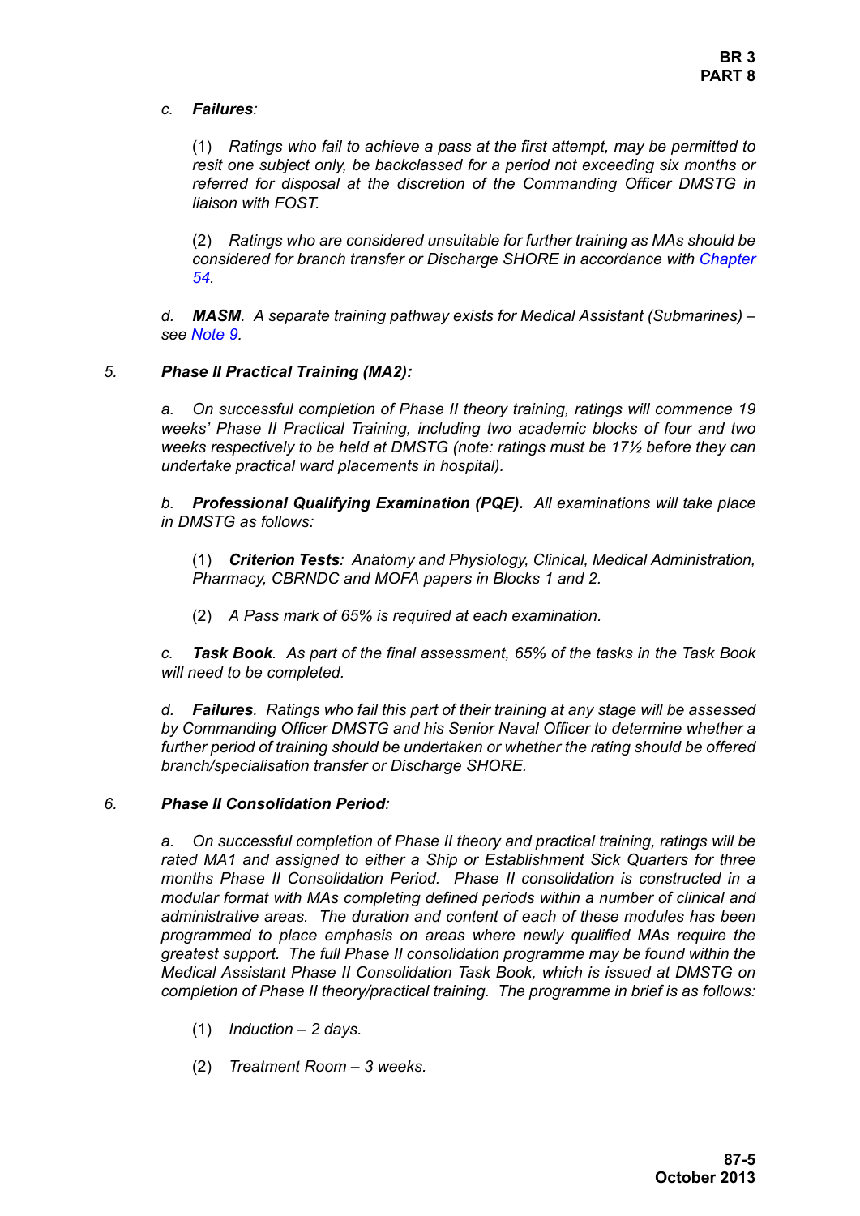c. ***Failures***:

(1) *Ratings who fail to achieve a pass at the first attempt, may be permitted to resit one subject only, be backclassed for a period not exceeding six months or referred for disposal at the discretion of the Commanding Officer DMSTG in liaison with FOST.*

(2) *Ratings who are considered unsuitable for further training as MAs should be considered for branch transfer or Discharge SHORE in accordance with Chapter 54.*

*d.* ***MASM****. A separate training pathway exists for Medical Assistant (Submarines) – see Note 9.*

*5.* ***Phase II Practical Training (MA2):***

*a. On successful completion of Phase II theory training, ratings will commence 19 weeks' Phase II Practical Training, including two academic blocks of four and two weeks respectively to be held at DMSTG (note: ratings must be 17½ before they can undertake practical ward placements in hospital).*

*b.* ***Professional Qualifying Examination (PQE).*** *All examinations will take place in DMSTG as follows:*

(1) ***Criterion Tests****: Anatomy and Physiology, Clinical, Medical Administration, Pharmacy, CBRNDC and MOFA papers in Blocks 1 and 2.*

(2) *A Pass mark of 65% is required at each examination.*

*c.* ***Task Book****. As part of the final assessment, 65% of the tasks in the Task Book will need to be completed.*

*d.* ***Failures****. Ratings who fail this part of their training at any stage will be assessed by Commanding Officer DMSTG and his Senior Naval Officer to determine whether a further period of training should be undertaken or whether the rating should be offered branch/specialisation transfer or Discharge SHORE.*

*6.* ***Phase II Consolidation Period****:*

*a. On successful completion of Phase II theory and practical training, ratings will be rated MA1 and assigned to either a Ship or Establishment Sick Quarters for three months Phase II Consolidation Period. Phase II consolidation is constructed in a modular format with MAs completing defined periods within a number of clinical and administrative areas. The duration and content of each of these modules has been programmed to place emphasis on areas where newly qualified MAs require the greatest support. The full Phase II consolidation programme may be found within the Medical Assistant Phase II Consolidation Task Book, which is issued at DMSTG on completion of Phase II theory/practical training. The programme in brief is as follows:*

(1) *Induction – 2 days.*

(2) *Treatment Room – 3 weeks.*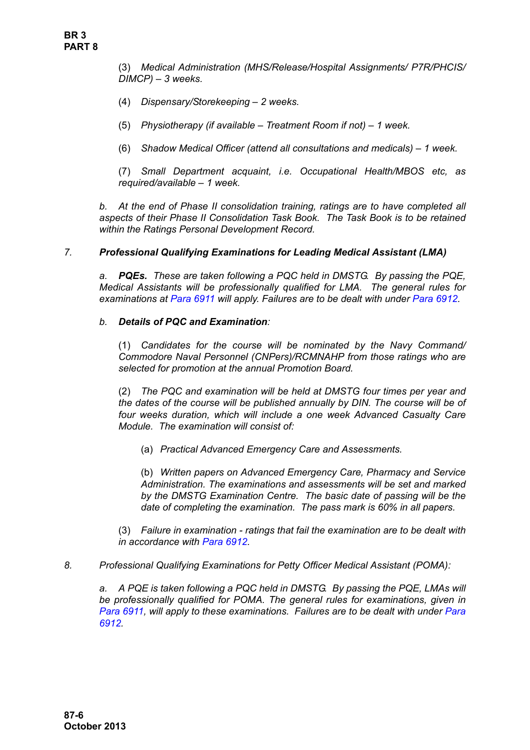(3) *Medical Administration (MHS/Release/Hospital Assignments/ P7R/PHCIS/ DIMCP) – 3 weeks.*

(4) *Dispensary/Storekeeping – 2 weeks.*

(5) *Physiotherapy (if available – Treatment Room if not) – 1 week.*

(6) *Shadow Medical Officer (attend all consultations and medicals) – 1 week.*

(7) *Small Department acquaint, i.e. Occupational Health/MBOS etc, as required/available – 1 week.*

*b. At the end of Phase II consolidation training, ratings are to have completed all aspects of their Phase II Consolidation Task Book. The Task Book is to be retained within the Ratings Personal Development Record.*

*7.* ***Professional Qualifying Examinations for Leading Medical Assistant (LMA)***

*a.* ***PQEs.*** *These are taken following a PQC held in DMSTG. By passing the PQE, Medical Assistants will be professionally qualified for LMA. The general rules for examinations at Para 6911 will apply. Failures are to be dealt with under Para 6912.*

*b.* ***Details of PQC and Examination****:*

(1) *Candidates for the course will be nominated by the Navy Command/ Commodore Naval Personnel (CNPers)/RCMNAHP from those ratings who are selected for promotion at the annual Promotion Board.*

(2) *The PQC and examination will be held at DMSTG four times per year and the dates of the course will be published annually by DIN. The course will be of four weeks duration, which will include a one week Advanced Casualty Care Module. The examination will consist of:*

(a) *Practical Advanced Emergency Care and Assessments.*

(b) *Written papers on Advanced Emergency Care, Pharmacy and Service Administration. The examinations and assessments will be set and marked by the DMSTG Examination Centre. The basic date of passing will be the date of completing the examination. The pass mark is 60% in all papers.*

(3) *Failure in examination - ratings that fail the examination are to be dealt with in accordance with Para 6912.*

*8. Professional Qualifying Examinations for Petty Officer Medical Assistant (POMA):*

*a. A PQE is taken following a PQC held in DMSTG. By passing the PQE, LMAs will be professionally qualified for POMA. The general rules for examinations, given in Para 6911, will apply to these examinations. Failures are to be dealt with under Para 6912.*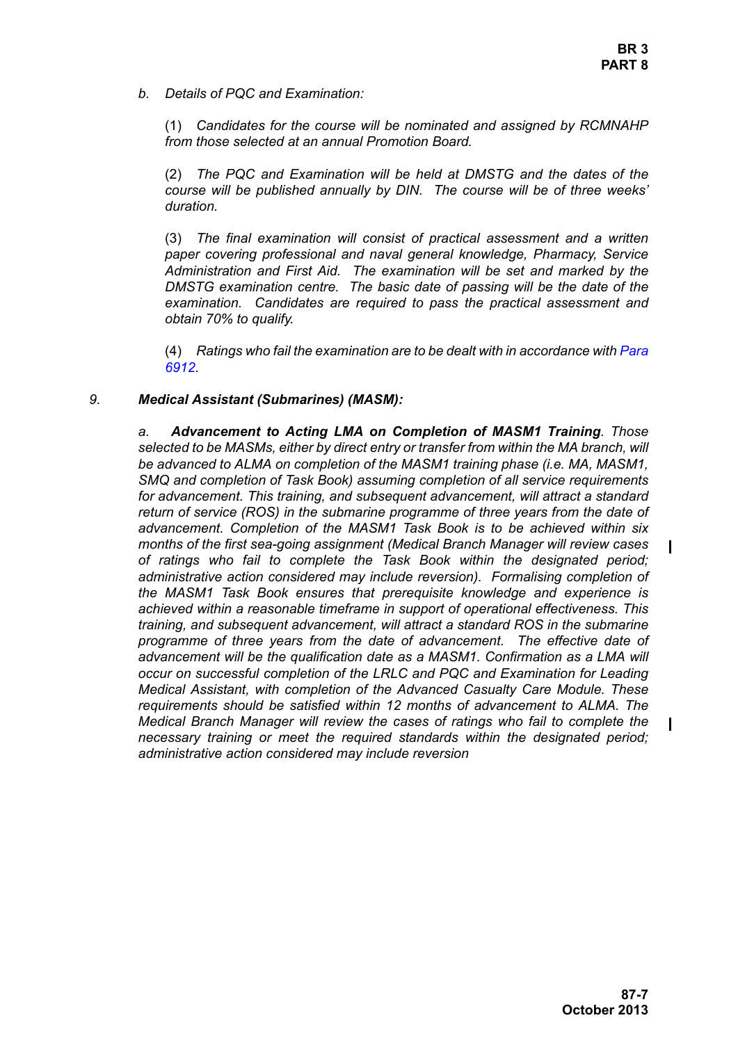*b. Details of PQC and Examination:*

*(1) Candidates for the course will be nominated and assigned by RCMNAHP from those selected at an annual Promotion Board.*

*(2) The PQC and Examination will be held at DMSTG and the dates of the course will be published annually by DIN. The course will be of three weeks' duration.*

*(3) The final examination will consist of practical assessment and a written paper covering professional and naval general knowledge, Pharmacy, Service Administration and First Aid. The examination will be set and marked by the DMSTG examination centre. The basic date of passing will be the date of the examination. Candidates are required to pass the practical assessment and obtain 70% to qualify.*

*(4) Ratings who fail the examination are to be dealt with in accordance with Para 6912.*

*9.* ***Medical Assistant (Submarines) (MASM):***

*a.* ***Advancement to Acting LMA on Completion of MASM1 Training****. Those selected to be MASMs, either by direct entry or transfer from within the MA branch, will be advanced to ALMA on completion of the MASM1 training phase (i.e. MA, MASM1, SMQ and completion of Task Book) assuming completion of all service requirements for advancement. This training, and subsequent advancement, will attract a standard return of service (ROS) in the submarine programme of three years from the date of advancement. Completion of the MASM1 Task Book is to be achieved within six months of the first sea-going assignment (Medical Branch Manager will review cases of ratings who fail to complete the Task Book within the designated period; administrative action considered may include reversion). Formalising completion of the MASM1 Task Book ensures that prerequisite knowledge and experience is achieved within a reasonable timeframe in support of operational effectiveness. This training, and subsequent advancement, will attract a standard ROS in the submarine programme of three years from the date of advancement. The effective date of advancement will be the qualification date as a MASM1. Confirmation as a LMA will occur on successful completion of the LRLC and PQC and Examination for Leading Medical Assistant, with completion of the Advanced Casualty Care Module. These requirements should be satisfied within 12 months of advancement to ALMA. The Medical Branch Manager will review the cases of ratings who fail to complete the necessary training or meet the required standards within the designated period; administrative action considered may include reversion*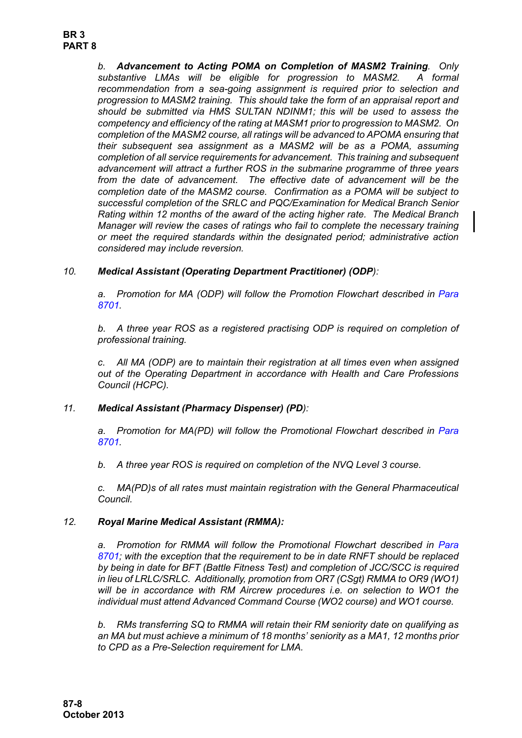*b.* ***Advancement to Acting POMA on Completion of MASM2 Training****. Only substantive LMAs will be eligible for progression to MASM2. A formal recommendation from a sea-going assignment is required prior to selection and progression to MASM2 training. This should take the form of an appraisal report and should be submitted via HMS SULTAN NDINM1; this will be used to assess the competency and efficiency of the rating at MASM1 prior to progression to MASM2. On completion of the MASM2 course, all ratings will be advanced to APOMA ensuring that their subsequent sea assignment as a MASM2 will be as a POMA, assuming completion of all service requirements for advancement. This training and subsequent advancement will attract a further ROS in the submarine programme of three years from the date of advancement. The effective date of advancement will be the completion date of the MASM2 course. Confirmation as a POMA will be subject to successful completion of the SRLC and PQC/Examination for Medical Branch Senior Rating within 12 months of the award of the acting higher rate. The Medical Branch Manager will review the cases of ratings who fail to complete the necessary training or meet the required standards within the designated period; administrative action considered may include reversion.*

*10.* ***Medical Assistant (Operating Department Practitioner) (ODP)****:*

*a. Promotion for MA (ODP) will follow the Promotion Flowchart described in Para 8701.*

*b. A three year ROS as a registered practising ODP is required on completion of professional training.*

*c. All MA (ODP) are to maintain their registration at all times even when assigned out of the Operating Department in accordance with Health and Care Professions Council (HCPC).*

*11.* ***Medical Assistant (Pharmacy Dispenser) (PD)****:*

*a. Promotion for MA(PD) will follow the Promotional Flowchart described in Para 8701.*

*b. A three year ROS is required on completion of the NVQ Level 3 course.*

*c. MA(PD)s of all rates must maintain registration with the General Pharmaceutical Council.*

*12.* ***Royal Marine Medical Assistant (RMMA):***

*a. Promotion for RMMA will follow the Promotional Flowchart described in Para 8701; with the exception that the requirement to be in date RNFT should be replaced by being in date for BFT (Battle Fitness Test) and completion of JCC/SCC is required in lieu of LRLC/SRLC. Additionally, promotion from OR7 (CSgt) RMMA to OR9 (WO1) will be in accordance with RM Aircrew procedures i.e. on selection to WO1 the individual must attend Advanced Command Course (WO2 course) and WO1 course.*

*b. RMs transferring SQ to RMMA will retain their RM seniority date on qualifying as an MA but must achieve a minimum of 18 months' seniority as a MA1, 12 months prior to CPD as a Pre-Selection requirement for LMA.*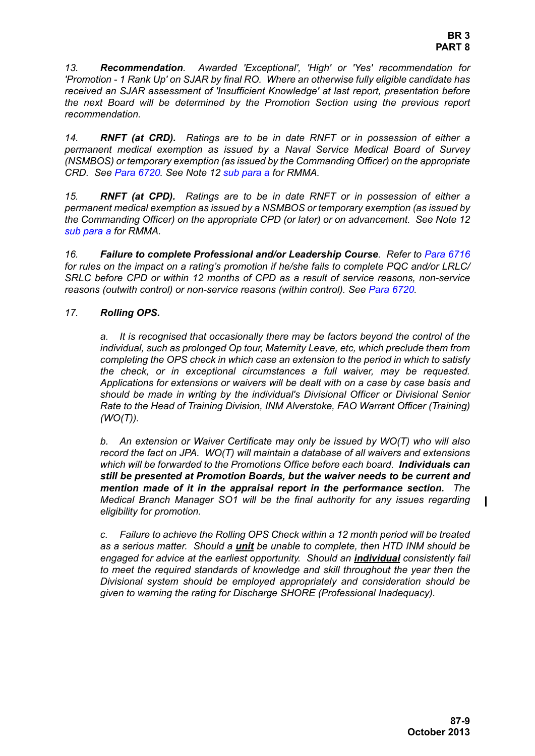*13.* ***Recommendation****. Awarded 'Exceptional', 'High' or 'Yes' recommendation for 'Promotion - 1 Rank Up' on SJAR by final RO. Where an otherwise fully eligible candidate has received an SJAR assessment of 'Insufficient Knowledge' at last report, presentation before the next Board will be determined by the Promotion Section using the previous report recommendation.*

*14.* ***RNFT (at CRD).*** *Ratings are to be in date RNFT or in possession of either a permanent medical exemption as issued by a Naval Service Medical Board of Survey (NSMBOS) or temporary exemption (as issued by the Commanding Officer) on the appropriate CRD. See Para 6720. See Note 12 sub para a for RMMA.*

*15.* ***RNFT (at CPD).*** *Ratings are to be in date RNFT or in possession of either a permanent medical exemption as issued by a NSMBOS or temporary exemption (as issued by the Commanding Officer) on the appropriate CPD (or later) or on advancement. See Note 12 sub para a for RMMA.*

*16.* ***Failure to complete Professional and/or Leadership Course****. Refer to Para 6716 for rules on the impact on a rating's promotion if he/she fails to complete PQC and/or LRLC/ SRLC before CPD or within 12 months of CPD as a result of service reasons, non-service reasons (outwith control) or non-service reasons (within control). See Para 6720.*

*17.* ***Rolling OPS.***

*a. It is recognised that occasionally there may be factors beyond the control of the individual, such as prolonged Op tour, Maternity Leave, etc, which preclude them from completing the OPS check in which case an extension to the period in which to satisfy the check, or in exceptional circumstances a full waiver, may be requested. Applications for extensions or waivers will be dealt with on a case by case basis and should be made in writing by the individual's Divisional Officer or Divisional Senior Rate to the Head of Training Division, INM Alverstoke, FAO Warrant Officer (Training) (WO(T)).*

*b. An extension or Waiver Certificate may only be issued by WO(T) who will also record the fact on JPA. WO(T) will maintain a database of all waivers and extensions which will be forwarded to the Promotions Office before each board.* ***Individuals can still be presented at Promotion Boards, but the waiver needs to be current and mention made of it in the appraisal report in the performance section.*** *The Medical Branch Manager SO1 will be the final authority for any issues regarding eligibility for promotion.*

*c. Failure to achieve the Rolling OPS Check within a 12 month period will be treated as a serious matter. Should a* ***unit*** *be unable to complete, then HTD INM should be engaged for advice at the earliest opportunity. Should an* ***individual*** *consistently fail to meet the required standards of knowledge and skill throughout the year then the Divisional system should be employed appropriately and consideration should be given to warning the rating for Discharge SHORE (Professional Inadequacy).*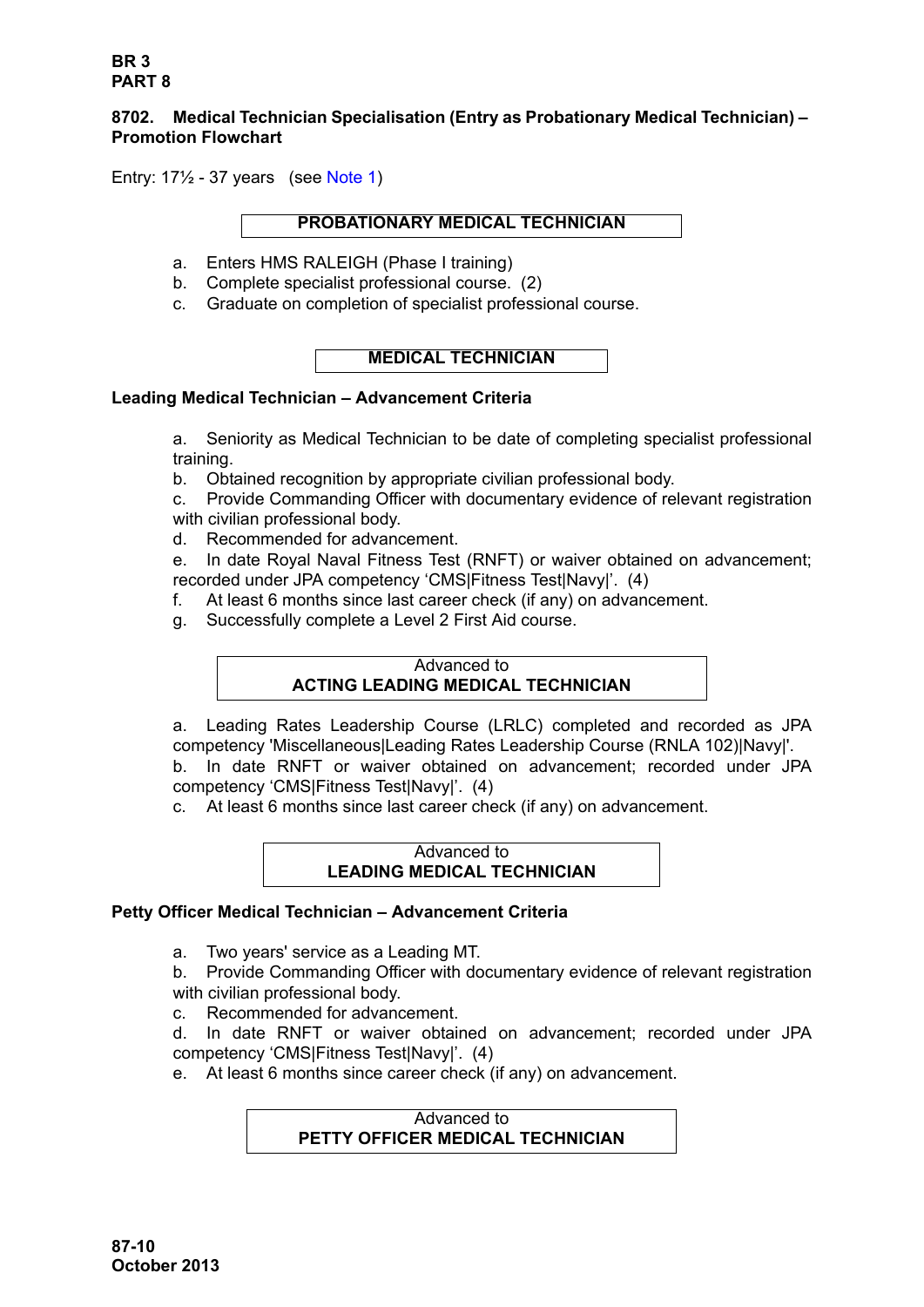## 8702. Medical Technician Specialisation (Entry as Probationary Medical Technician) – Promotion Flowchart

Entry: 17½ - 37 years (see Note 1)

**PROBATIONARY MEDICAL TECHNICIAN**

a. Enters HMS RALEIGH (Phase I training)
b. Complete specialist professional course. (2)
c. Graduate on completion of specialist professional course.

**MEDICAL TECHNICIAN**

### Leading Medical Technician – Advancement Criteria

a. Seniority as Medical Technician to be date of completing specialist professional training.
b. Obtained recognition by appropriate civilian professional body.
c. Provide Commanding Officer with documentary evidence of relevant registration with civilian professional body.
d. Recommended for advancement.
e. In date Royal Naval Fitness Test (RNFT) or waiver obtained on advancement; recorded under JPA competency 'CMS|Fitness Test|Navy|'. (4)
f. At least 6 months since last career check (if any) on advancement.
g. Successfully complete a Level 2 First Aid course.

Advanced to
**ACTING LEADING MEDICAL TECHNICIAN**

a. Leading Rates Leadership Course (LRLC) completed and recorded as JPA competency 'Miscellaneous|Leading Rates Leadership Course (RNLA 102)|Navy|'.
b. In date RNFT or waiver obtained on advancement; recorded under JPA competency 'CMS|Fitness Test|Navy|'. (4)
c. At least 6 months since last career check (if any) on advancement.

Advanced to
**LEADING MEDICAL TECHNICIAN**

### Petty Officer Medical Technician – Advancement Criteria

a. Two years' service as a Leading MT.
b. Provide Commanding Officer with documentary evidence of relevant registration with civilian professional body.
c. Recommended for advancement.
d. In date RNFT or waiver obtained on advancement; recorded under JPA competency 'CMS|Fitness Test|Navy|'. (4)
e. At least 6 months since career check (if any) on advancement.

Advanced to
**PETTY OFFICER MEDICAL TECHNICIAN**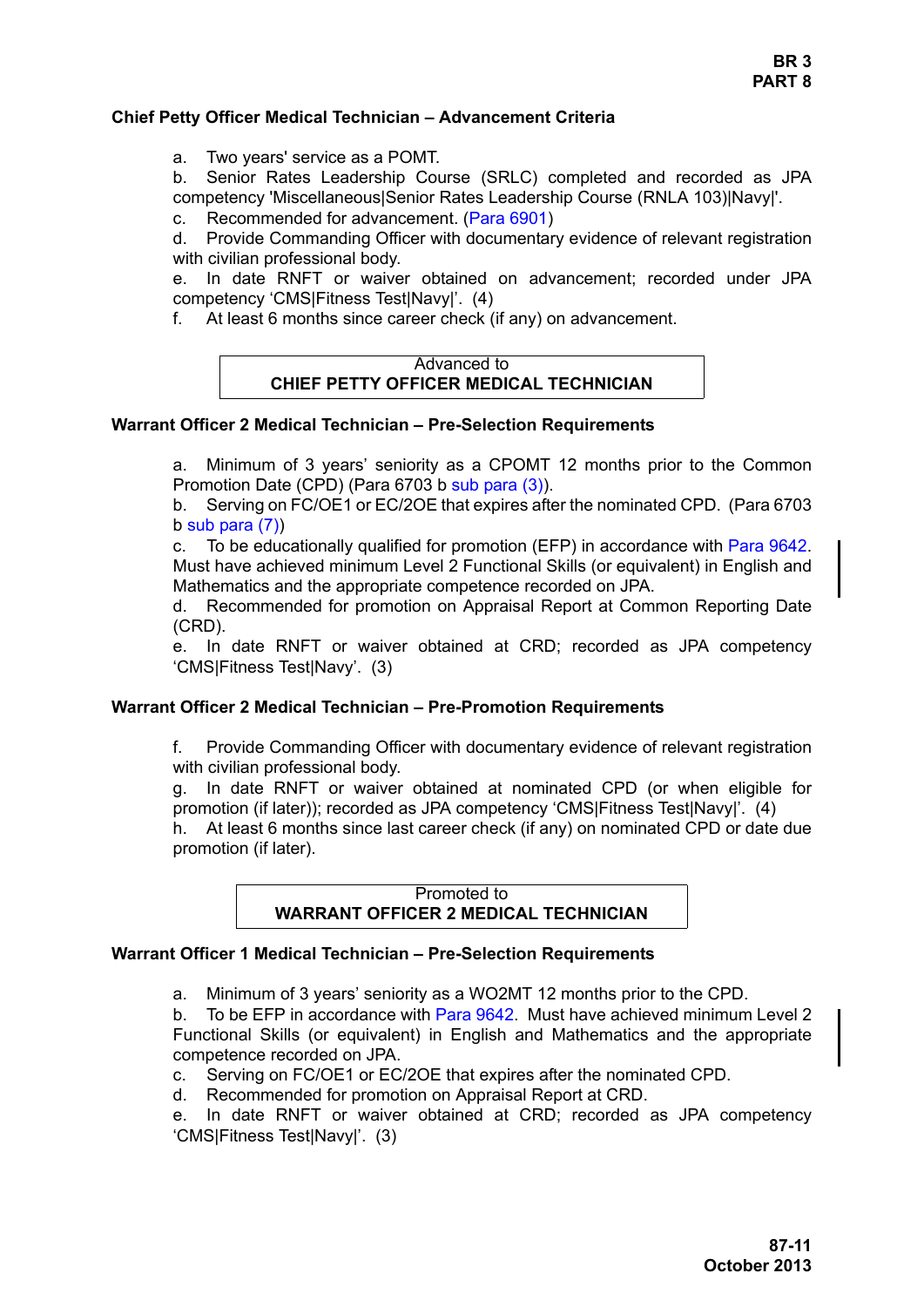### Chief Petty Officer Medical Technician – Advancement Criteria

a. Two years' service as a POMT.
b. Senior Rates Leadership Course (SRLC) completed and recorded as JPA competency 'Miscellaneous|Senior Rates Leadership Course (RNLA 103)|Navy|'.
c. Recommended for advancement. (Para 6901)
d. Provide Commanding Officer with documentary evidence of relevant registration with civilian professional body.
e. In date RNFT or waiver obtained on advancement; recorded under JPA competency 'CMS|Fitness Test|Navy|'. (4)
f. At least 6 months since career check (if any) on advancement.

| Advanced to<br>**CHIEF PETTY OFFICER MEDICAL TECHNICIAN** |
|---|

### Warrant Officer 2 Medical Technician – Pre-Selection Requirements

a. Minimum of 3 years' seniority as a CPOMT 12 months prior to the Common Promotion Date (CPD) (Para 6703 b sub para (3)).
b. Serving on FC/OE1 or EC/2OE that expires after the nominated CPD. (Para 6703 b sub para (7))
c. To be educationally qualified for promotion (EFP) in accordance with Para 9642. Must have achieved minimum Level 2 Functional Skills (or equivalent) in English and Mathematics and the appropriate competence recorded on JPA.
d. Recommended for promotion on Appraisal Report at Common Reporting Date (CRD).
e. In date RNFT or waiver obtained at CRD; recorded as JPA competency 'CMS|Fitness Test|Navy'. (3)

### Warrant Officer 2 Medical Technician – Pre-Promotion Requirements

f. Provide Commanding Officer with documentary evidence of relevant registration with civilian professional body.
g. In date RNFT or waiver obtained at nominated CPD (or when eligible for promotion (if later)); recorded as JPA competency 'CMS|Fitness Test|Navy|'. (4)
h. At least 6 months since last career check (if any) on nominated CPD or date due promotion (if later).

| Promoted to<br>**WARRANT OFFICER 2 MEDICAL TECHNICIAN** |
|---|

### Warrant Officer 1 Medical Technician – Pre-Selection Requirements

a. Minimum of 3 years' seniority as a WO2MT 12 months prior to the CPD.
b. To be EFP in accordance with Para 9642. Must have achieved minimum Level 2 Functional Skills (or equivalent) in English and Mathematics and the appropriate competence recorded on JPA.
c. Serving on FC/OE1 or EC/2OE that expires after the nominated CPD.
d. Recommended for promotion on Appraisal Report at CRD.
e. In date RNFT or waiver obtained at CRD; recorded as JPA competency 'CMS|Fitness Test|Navy|'. (3)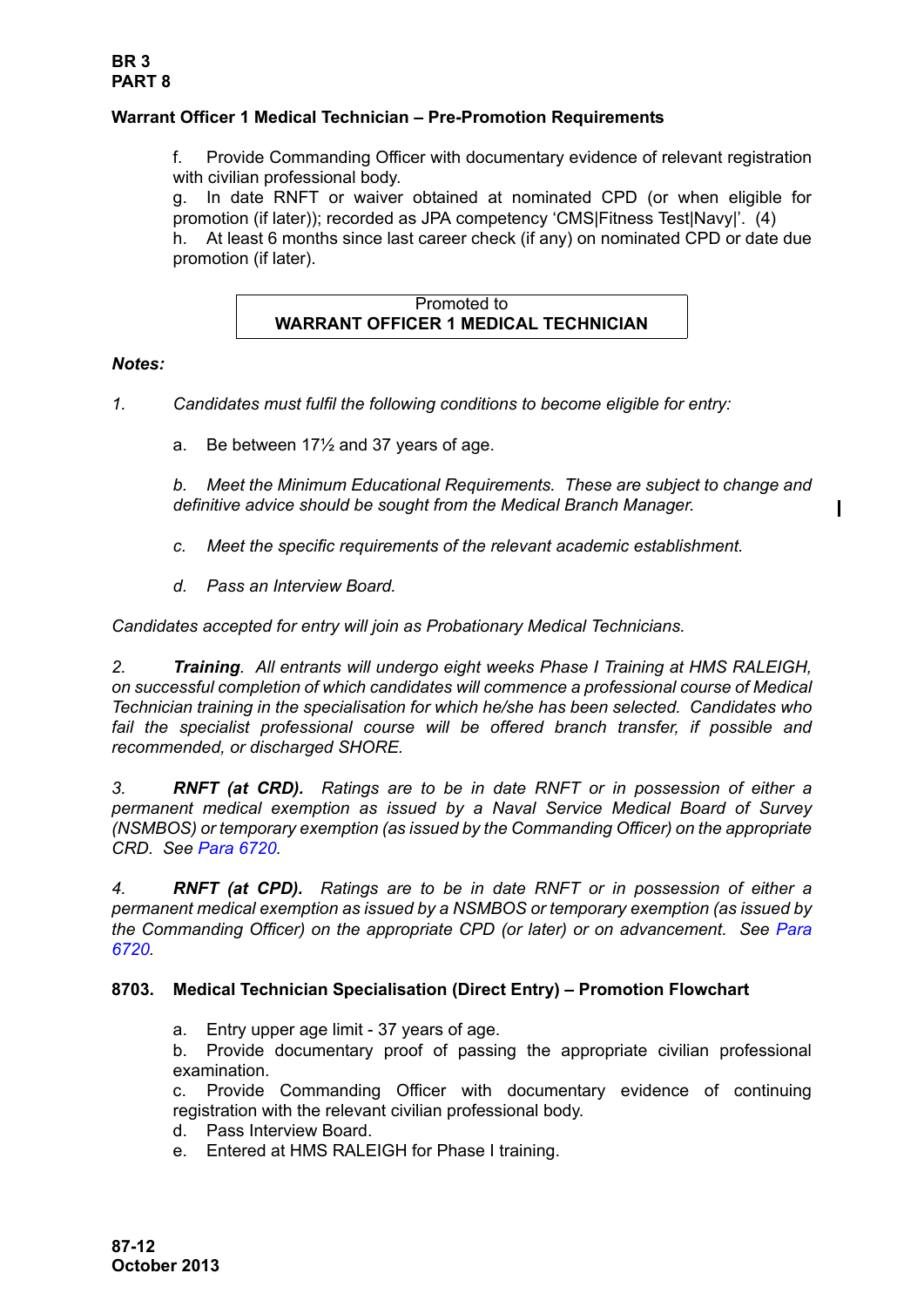### Warrant Officer 1 Medical Technician – Pre-Promotion Requirements

f. Provide Commanding Officer with documentary evidence of relevant registration with civilian professional body.
g. In date RNFT or waiver obtained at nominated CPD (or when eligible for promotion (if later)); recorded as JPA competency 'CMS|Fitness Test|Navy|'. (4)
h. At least 6 months since last career check (if any) on nominated CPD or date due promotion (if later).

| Promoted to<br>**WARRANT OFFICER 1 MEDICAL TECHNICIAN** |
|---|

***Notes:***

*1. Candidates must fulfil the following conditions to become eligible for entry:*

a. Be between 17½ and 37 years of age.

*b. Meet the Minimum Educational Requirements. These are subject to change and definitive advice should be sought from the Medical Branch Manager.*

*c. Meet the specific requirements of the relevant academic establishment.*

*d. Pass an Interview Board.*

*Candidates accepted for entry will join as Probationary Medical Technicians.*

*2. **Training**. All entrants will undergo eight weeks Phase I Training at HMS RALEIGH, on successful completion of which candidates will commence a professional course of Medical Technician training in the specialisation for which he/she has been selected. Candidates who fail the specialist professional course will be offered branch transfer, if possible and recommended, or discharged SHORE.*

*3. **RNFT (at CRD).** Ratings are to be in date RNFT or in possession of either a permanent medical exemption as issued by a Naval Service Medical Board of Survey (NSMBOS) or temporary exemption (as issued by the Commanding Officer) on the appropriate CRD. See Para 6720.*

*4. **RNFT (at CPD).** Ratings are to be in date RNFT or in possession of either a permanent medical exemption as issued by a NSMBOS or temporary exemption (as issued by the Commanding Officer) on the appropriate CPD (or later) or on advancement. See Para 6720.*

### 8703. Medical Technician Specialisation (Direct Entry) – Promotion Flowchart

a. Entry upper age limit - 37 years of age.
b. Provide documentary proof of passing the appropriate civilian professional examination.
c. Provide Commanding Officer with documentary evidence of continuing registration with the relevant civilian professional body.
d. Pass Interview Board.
e. Entered at HMS RALEIGH for Phase I training.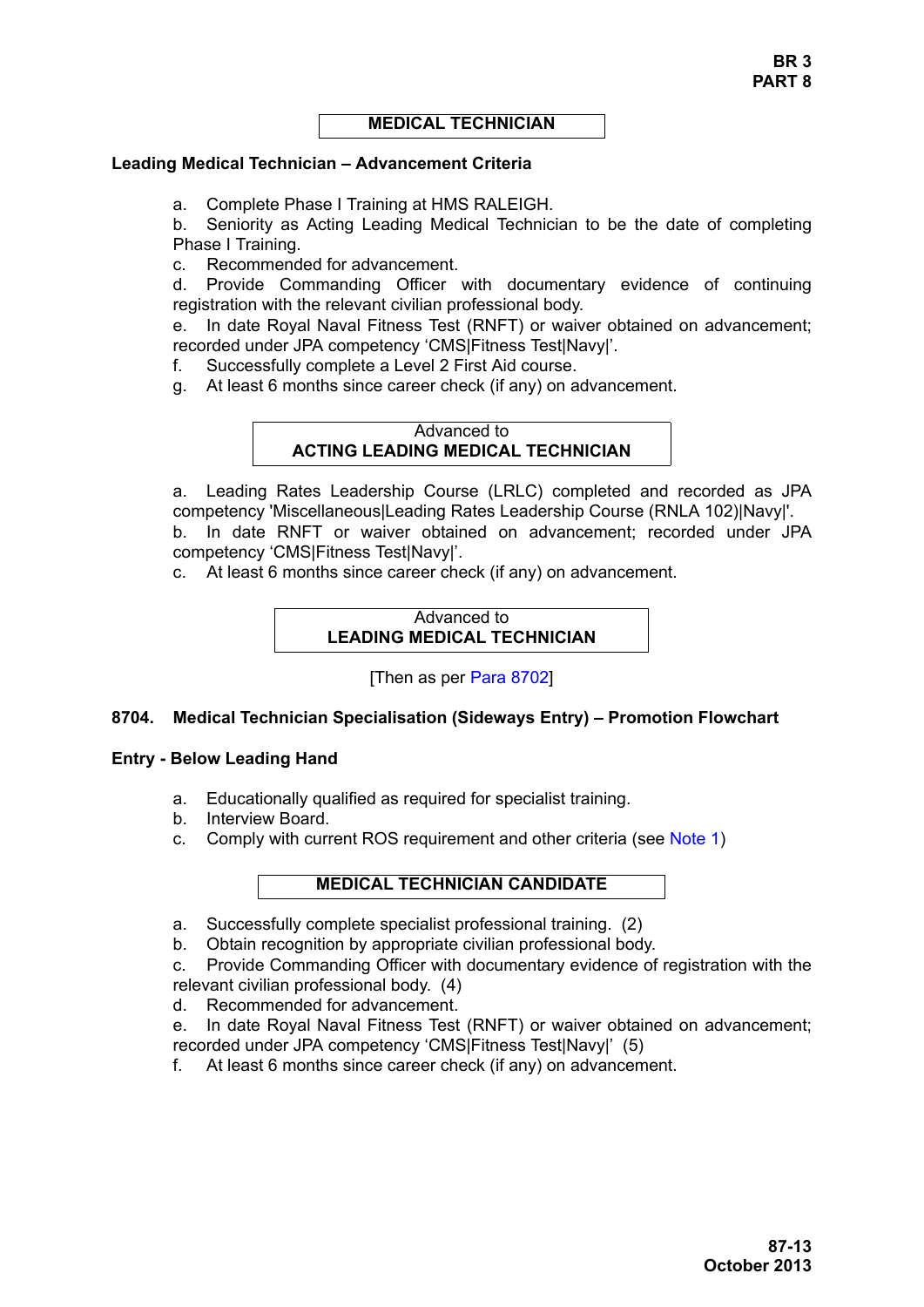**MEDICAL TECHNICIAN**

**Leading Medical Technician – Advancement Criteria**

a. Complete Phase I Training at HMS RALEIGH.
b. Seniority as Acting Leading Medical Technician to be the date of completing Phase I Training.
c. Recommended for advancement.
d. Provide Commanding Officer with documentary evidence of continuing registration with the relevant civilian professional body.
e. In date Royal Naval Fitness Test (RNFT) or waiver obtained on advancement; recorded under JPA competency 'CMS|Fitness Test|Navy|'.
f. Successfully complete a Level 2 First Aid course.
g. At least 6 months since career check (if any) on advancement.

Advanced to
**ACTING LEADING MEDICAL TECHNICIAN**

a. Leading Rates Leadership Course (LRLC) completed and recorded as JPA competency 'Miscellaneous|Leading Rates Leadership Course (RNLA 102)|Navy|'.
b. In date RNFT or waiver obtained on advancement; recorded under JPA competency 'CMS|Fitness Test|Navy|'.
c. At least 6 months since career check (if any) on advancement.

Advanced to
**LEADING MEDICAL TECHNICIAN**

[Then as per Para 8702]

## 8704. Medical Technician Specialisation (Sideways Entry) – Promotion Flowchart

**Entry - Below Leading Hand**

a. Educationally qualified as required for specialist training.
b. Interview Board.
c. Comply with current ROS requirement and other criteria (see Note 1)

**MEDICAL TECHNICIAN CANDIDATE**

a. Successfully complete specialist professional training. (2)
b. Obtain recognition by appropriate civilian professional body.
c. Provide Commanding Officer with documentary evidence of registration with the relevant civilian professional body. (4)
d. Recommended for advancement.
e. In date Royal Naval Fitness Test (RNFT) or waiver obtained on advancement; recorded under JPA competency 'CMS|Fitness Test|Navy|' (5)
f. At least 6 months since career check (if any) on advancement.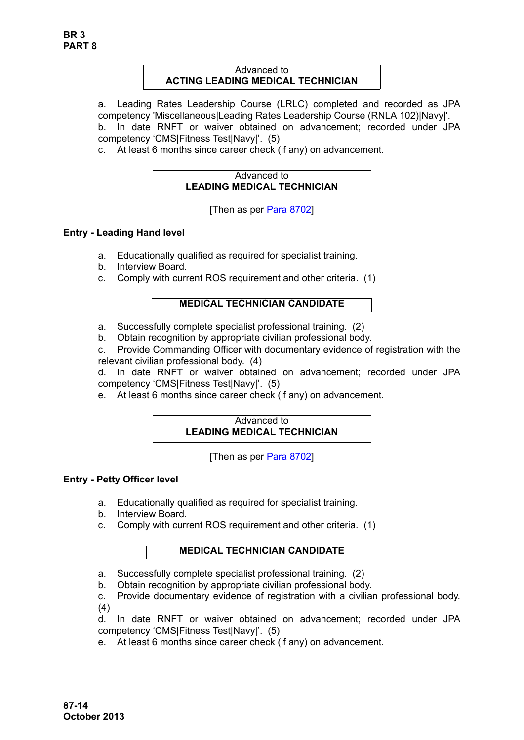**Advanced to**
**ACTING LEADING MEDICAL TECHNICIAN**

a. Leading Rates Leadership Course (LRLC) completed and recorded as JPA competency 'Miscellaneous|Leading Rates Leadership Course (RNLA 102)|Navy|'.
b. In date RNFT or waiver obtained on advancement; recorded under JPA competency 'CMS|Fitness Test|Navy|'. (5)
c. At least 6 months since career check (if any) on advancement.

**Advanced to**
**LEADING MEDICAL TECHNICIAN**

[Then as per Para 8702]

### Entry - Leading Hand level

a. Educationally qualified as required for specialist training.
b. Interview Board.
c. Comply with current ROS requirement and other criteria. (1)

**MEDICAL TECHNICIAN CANDIDATE**

a. Successfully complete specialist professional training. (2)
b. Obtain recognition by appropriate civilian professional body.
c. Provide Commanding Officer with documentary evidence of registration with the relevant civilian professional body. (4)
d. In date RNFT or waiver obtained on advancement; recorded under JPA competency 'CMS|Fitness Test|Navy|'. (5)
e. At least 6 months since career check (if any) on advancement.

**Advanced to**
**LEADING MEDICAL TECHNICIAN**

[Then as per Para 8702]

### Entry - Petty Officer level

a. Educationally qualified as required for specialist training.
b. Interview Board.
c. Comply with current ROS requirement and other criteria. (1)

**MEDICAL TECHNICIAN CANDIDATE**

a. Successfully complete specialist professional training. (2)
b. Obtain recognition by appropriate civilian professional body.
c. Provide documentary evidence of registration with a civilian professional body. (4)
d. In date RNFT or waiver obtained on advancement; recorded under JPA competency 'CMS|Fitness Test|Navy|'. (5)
e. At least 6 months since career check (if any) on advancement.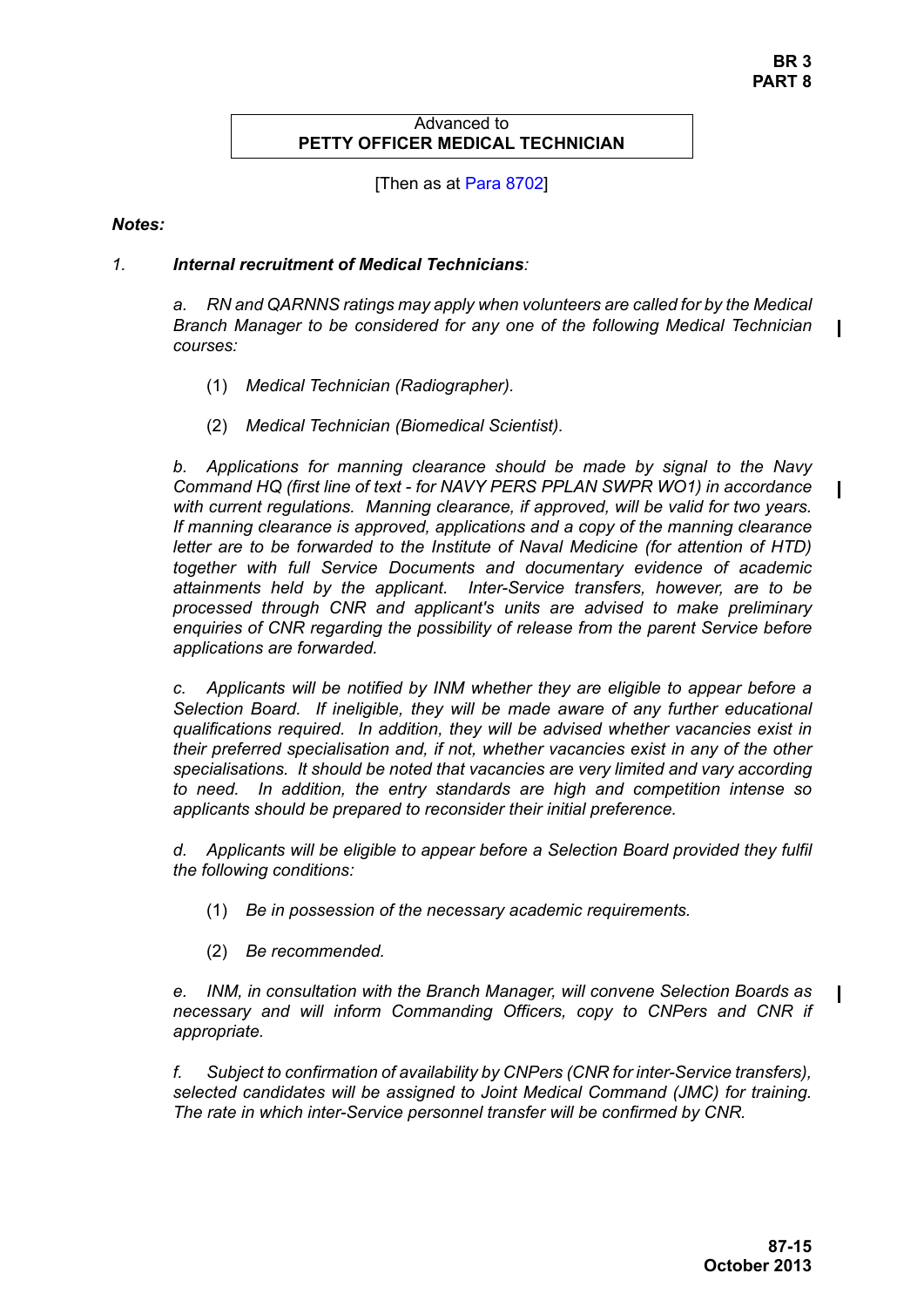Advanced to
**PETTY OFFICER MEDICAL TECHNICIAN**

[Then as at Para 8702]

***Notes:***

*1.* ***Internal recruitment of Medical Technicians****:*

*a. RN and QARNNS ratings may apply when volunteers are called for by the Medical Branch Manager to be considered for any one of the following Medical Technician courses:*

(1) *Medical Technician (Radiographer).*

(2) *Medical Technician (Biomedical Scientist).*

*b. Applications for manning clearance should be made by signal to the Navy Command HQ (first line of text - for NAVY PERS PPLAN SWPR WO1) in accordance with current regulations. Manning clearance, if approved, will be valid for two years. If manning clearance is approved, applications and a copy of the manning clearance letter are to be forwarded to the Institute of Naval Medicine (for attention of HTD) together with full Service Documents and documentary evidence of academic attainments held by the applicant. Inter-Service transfers, however, are to be processed through CNR and applicant's units are advised to make preliminary enquiries of CNR regarding the possibility of release from the parent Service before applications are forwarded.*

*c. Applicants will be notified by INM whether they are eligible to appear before a Selection Board. If ineligible, they will be made aware of any further educational qualifications required. In addition, they will be advised whether vacancies exist in their preferred specialisation and, if not, whether vacancies exist in any of the other specialisations. It should be noted that vacancies are very limited and vary according to need. In addition, the entry standards are high and competition intense so applicants should be prepared to reconsider their initial preference.*

*d. Applicants will be eligible to appear before a Selection Board provided they fulfil the following conditions:*

(1) *Be in possession of the necessary academic requirements.*

(2) *Be recommended.*

*e. INM, in consultation with the Branch Manager, will convene Selection Boards as necessary and will inform Commanding Officers, copy to CNPers and CNR if appropriate.*

*f. Subject to confirmation of availability by CNPers (CNR for inter-Service transfers), selected candidates will be assigned to Joint Medical Command (JMC) for training. The rate in which inter-Service personnel transfer will be confirmed by CNR.*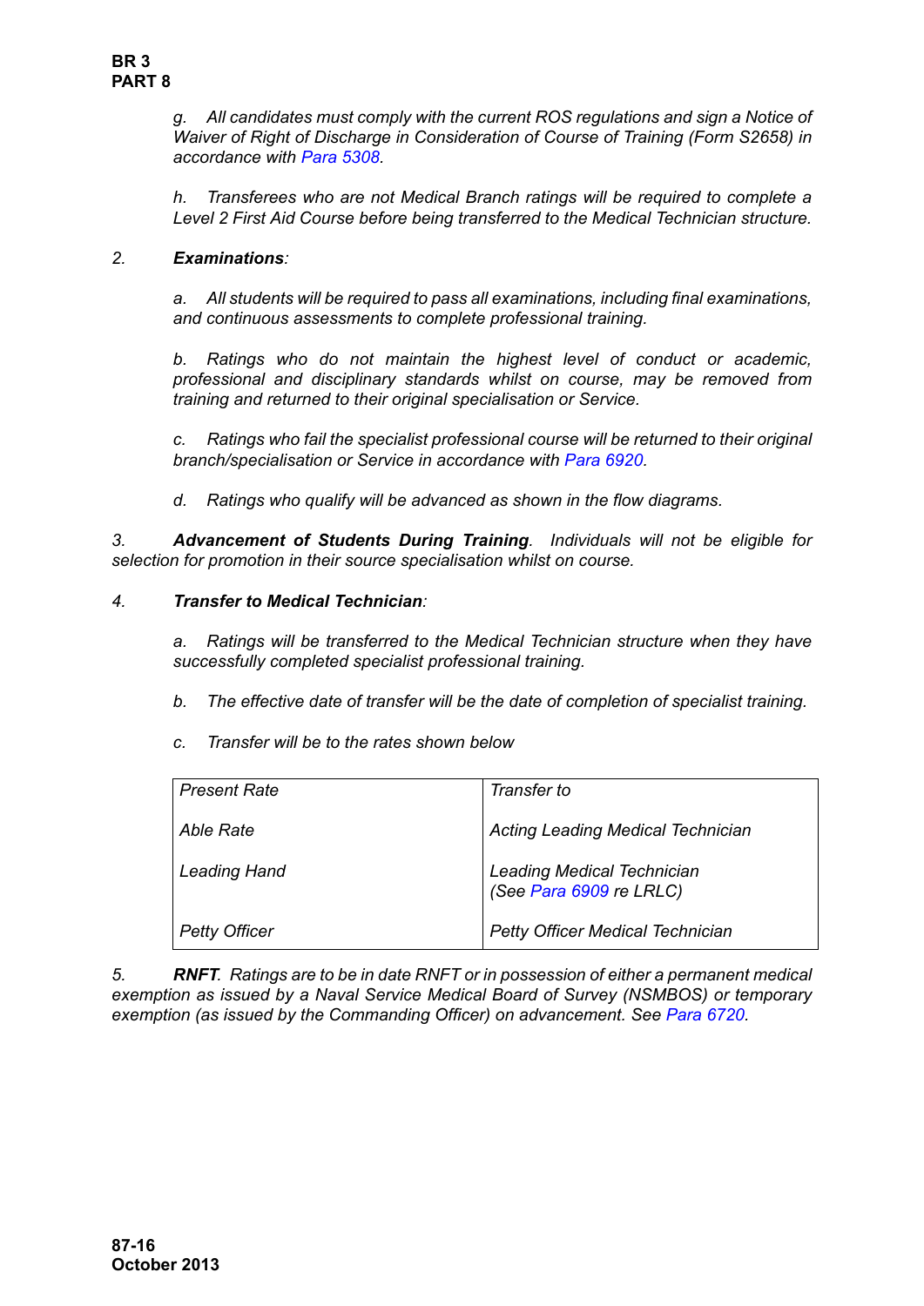*g. All candidates must comply with the current ROS regulations and sign a Notice of Waiver of Right of Discharge in Consideration of Course of Training (Form S2658) in accordance with Para 5308.*

*h. Transferees who are not Medical Branch ratings will be required to complete a Level 2 First Aid Course before being transferred to the Medical Technician structure.*

*2. **Examinations**:*

*a. All students will be required to pass all examinations, including final examinations, and continuous assessments to complete professional training.*

*b. Ratings who do not maintain the highest level of conduct or academic, professional and disciplinary standards whilst on course, may be removed from training and returned to their original specialisation or Service.*

*c. Ratings who fail the specialist professional course will be returned to their original branch/specialisation or Service in accordance with Para 6920.*

*d. Ratings who qualify will be advanced as shown in the flow diagrams.*

*3. **Advancement of Students During Training**. Individuals will not be eligible for selection for promotion in their source specialisation whilst on course.*

*4. **Transfer to Medical Technician**:*

*a. Ratings will be transferred to the Medical Technician structure when they have successfully completed specialist professional training.*

*b. The effective date of transfer will be the date of completion of specialist training.*

*c. Transfer will be to the rates shown below*

| *Present Rate* | *Transfer to* |
|---|---|
| *Able Rate* | *Acting Leading Medical Technician* |
| *Leading Hand* | *Leading Medical Technician (See Para 6909 re LRLC)* |
| *Petty Officer* | *Petty Officer Medical Technician* |

*5. **RNFT**. Ratings are to be in date RNFT or in possession of either a permanent medical exemption as issued by a Naval Service Medical Board of Survey (NSMBOS) or temporary exemption (as issued by the Commanding Officer) on advancement. See Para 6720.*